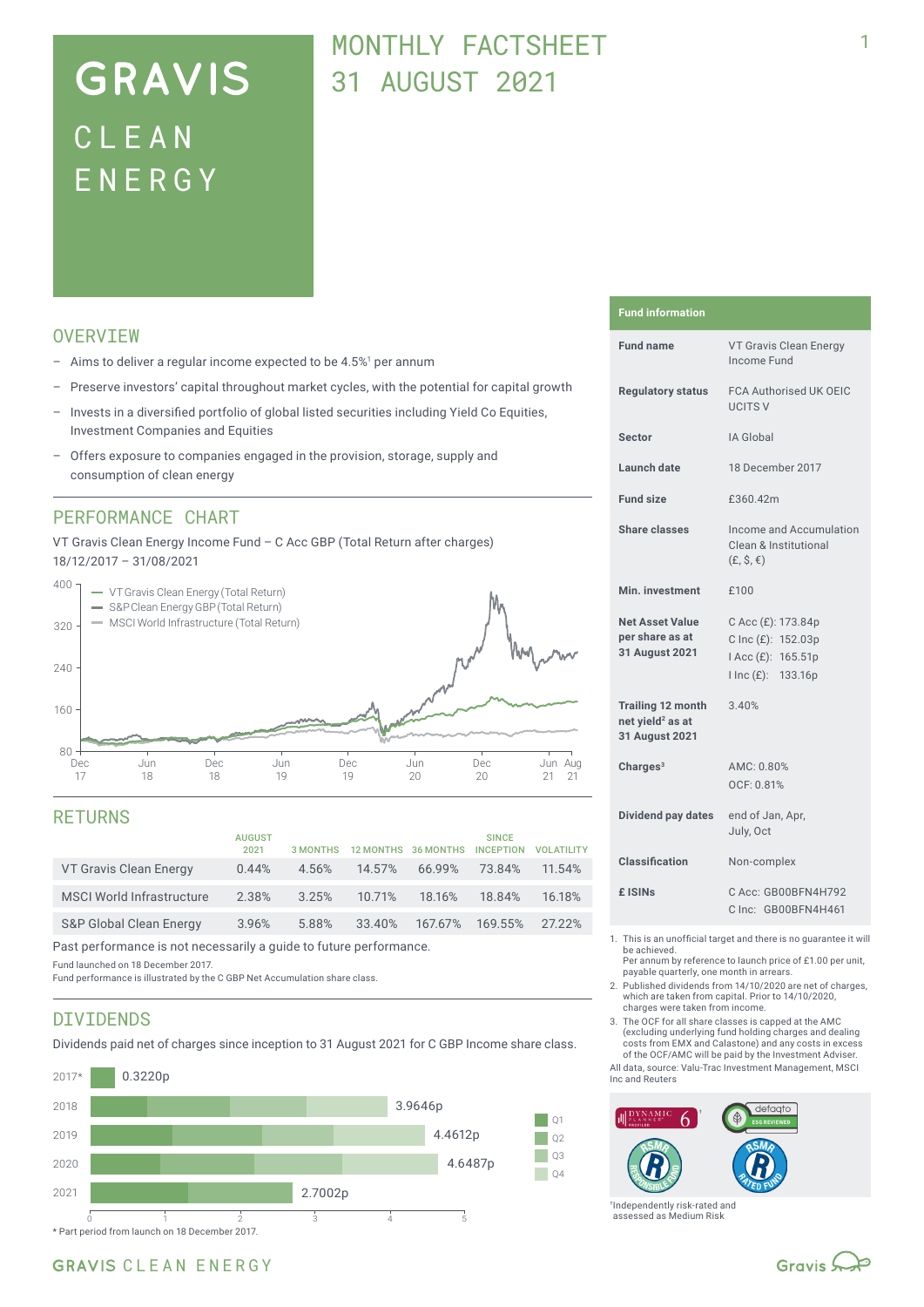# GRAVIS CLEAN ENERGY

## MONTHLY FACTSHEET 31 AUGUST 2021

## OVERVIEW

- Aims to deliver a regular income expected to be 4.5%[1] per annum
- Preserve investors' capital throughout market cycles, with the potential for capital growth
- Invests in a diversified portfolio of global listed securities including Yield Co Equities, Investment Companies and Equities
- Offers exposure to companies engaged in the provision, storage, supply and consumption of clean energy

## PERFORMANCE CHART

VT Gravis Clean Energy Income Fund – C Acc GBP (Total Return after charges)
18/12/2017 – 31/08/2021

- VT Gravis Clean Energy (Total Return)
- S&P Clean Energy GBP (Total Return)
- MSCI World Infrastructure (Total Return)

## RETURNS

| | AUGUST 2021 | 3 MONTHS | 12 MONTHS | 36 MONTHS | SINCE INCEPTION | VOLATILITY |
|---|---|---|---|---|---|---|
| VT Gravis Clean Energy | 0.44% | 4.56% | 14.57% | 66.99% | 73.84% | 11.54% |
| MSCI World Infrastructure | 2.38% | 3.25% | 10.71% | 18.16% | 18.84% | 16.18% |
| S&P Global Clean Energy | 3.96% | 5.88% | 33.40% | 167.67% | 169.55% | 27.22% |

Past performance is not necessarily a guide to future performance.

Fund launched on 18 December 2017.
Fund performance is illustrated by the C GBP Net Accumulation share class.

## DIVIDENDS

Dividends paid net of charges since inception to 31 August 2021 for C GBP Income share class.

| Year | Dividend |
|---|---|
| 2017* | 0.3220p |
| 2018 | 3.9646p |
| 2019 | 4.4612p |
| 2020 | 4.6487p |
| 2021 | 2.7002p |

\* Part period from launch on 18 December 2017.

## Fund information

| | |
|---|---|
| Fund name | VT Gravis Clean Energy Income Fund |
| Regulatory status | FCA Authorised UK OEIC UCITS V |
| Sector | IA Global |
| Launch date | 18 December 2017 |
| Fund size | £360.42m |
| Share classes | Income and Accumulation Clean & Institutional (£, $, €) |
| Min. investment | £100 |
| Net Asset Value per share as at 31 August 2021 | C Acc (£): 173.84p<br>C Inc (£): 152.03p<br>I Acc (£): 165.51p<br>I Inc (£): 133.16p |
| Trailing 12 month net yield[2] as at 31 August 2021 | 3.40% |
| Charges[3] | AMC: 0.80%<br>OCF: 0.81% |
| Dividend pay dates | end of Jan, Apr, July, Oct |
| Classification | Non-complex |
| £ ISINs | C Acc: GB00BFN4H792<br>C Inc: GB00BFN4H461 |

1. This is an unofficial target and there is no guarantee it will be achieved. Per annum by reference to launch price of £1.00 per unit, payable quarterly, one month in arrears.
2. Published dividends from 14/10/2020 are net of charges, which are taken from capital. Prior to 14/10/2020, charges were taken from income.
3. The OCF for all share classes is capped at the AMC (excluding underlying fund holding charges and dealing costs from EMX and Calastone) and any costs in excess of the OCF/AMC will be paid by the Investment Adviser.

All data, source: Valu-Trac Investment Management, MSCI Inc and Reuters

[†]Independently risk-rated and assessed as Medium Risk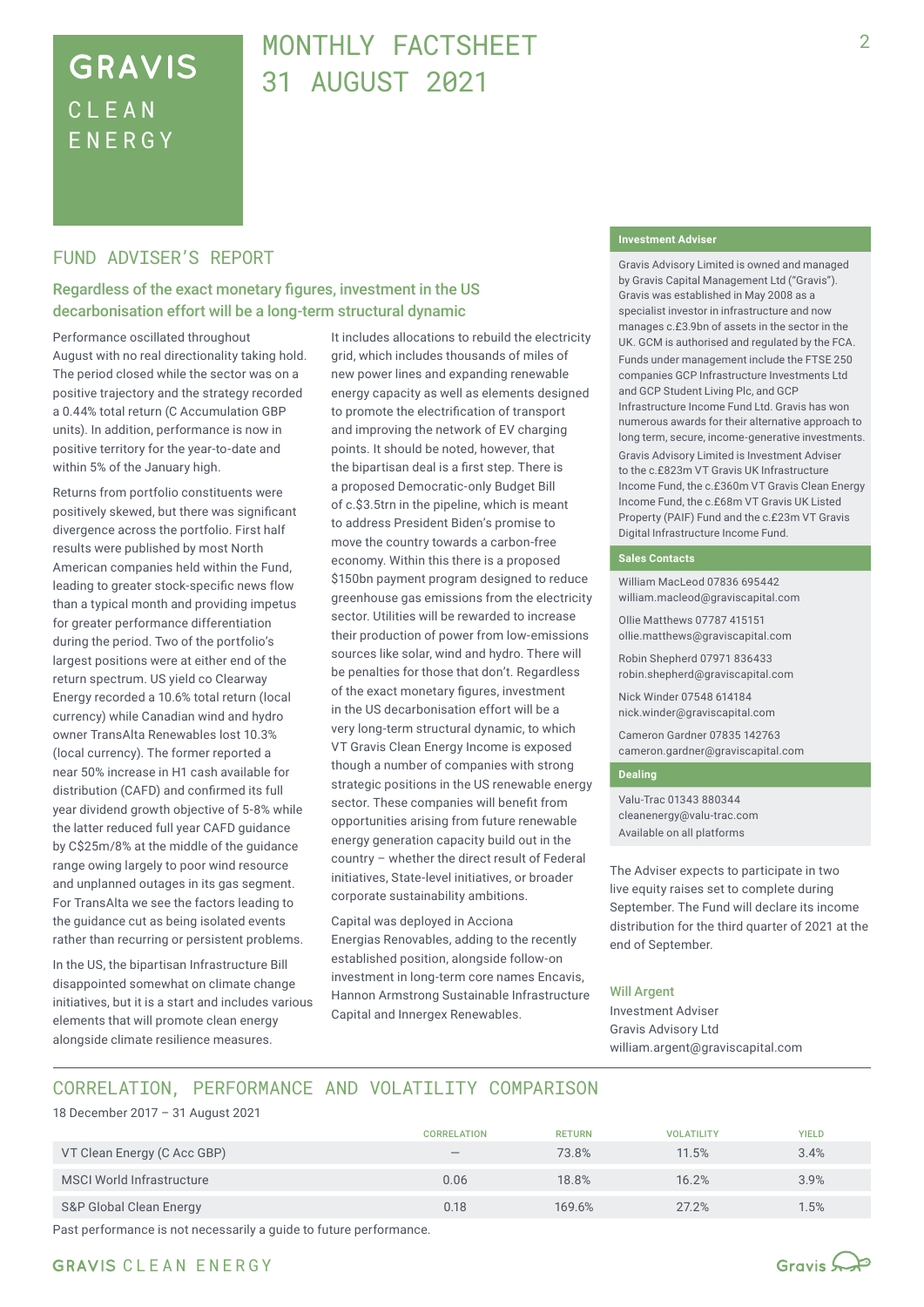# GRAVIS CLEAN ENERGY

# MONTHLY FACTSHEET 31 AUGUST 2021

## FUND ADVISER'S REPORT

### Regardless of the exact monetary figures, investment in the US decarbonisation effort will be a long-term structural dynamic

Performance oscillated throughout August with no real directionality taking hold. The period closed while the sector was on a positive trajectory and the strategy recorded a 0.44% total return (C Accumulation GBP units). In addition, performance is now in positive territory for the year-to-date and within 5% of the January high.

Returns from portfolio constituents were positively skewed, but there was significant divergence across the portfolio. First half results were published by most North American companies held within the Fund, leading to greater stock-specific news flow than a typical month and providing impetus for greater performance differentiation during the period. Two of the portfolio's largest positions were at either end of the return spectrum. US yield co Clearway Energy recorded a 10.6% total return (local currency) while Canadian wind and hydro owner TransAlta Renewables lost 10.3% (local currency). The former reported a near 50% increase in H1 cash available for distribution (CAFD) and confirmed its full year dividend growth objective of 5-8% while the latter reduced full year CAFD guidance by C$25m/8% at the middle of the guidance range owing largely to poor wind resource and unplanned outages in its gas segment. For TransAlta we see the factors leading to the guidance cut as being isolated events rather than recurring or persistent problems.

In the US, the bipartisan Infrastructure Bill disappointed somewhat on climate change initiatives, but it is a start and includes various elements that will promote clean energy alongside climate resilience measures. It includes allocations to rebuild the electricity grid, which includes thousands of miles of new power lines and expanding renewable energy capacity as well as elements designed to promote the electrification of transport and improving the network of EV charging points. It should be noted, however, that the bipartisan deal is a first step. There is a proposed Democratic-only Budget Bill of c.$3.5trn in the pipeline, which is meant to address President Biden's promise to move the country towards a carbon-free economy. Within this there is a proposed $150bn payment program designed to reduce greenhouse gas emissions from the electricity sector. Utilities will be rewarded to increase their production of power from low-emissions sources like solar, wind and hydro. There will be penalties for those that don't. Regardless of the exact monetary figures, investment in the US decarbonisation effort will be a very long-term structural dynamic, to which VT Gravis Clean Energy Income is exposed though a number of companies with strong strategic positions in the US renewable energy sector. These companies will benefit from opportunities arising from future renewable energy generation capacity build out in the country – whether the direct result of Federal initiatives, State-level initiatives, or broader corporate sustainability ambitions.

Capital was deployed in Acciona Energias Renovables, adding to the recently established position, alongside follow-on investment in long-term core names Encavis, Hannon Armstrong Sustainable Infrastructure Capital and Innergex Renewables.

The Adviser expects to participate in two live equity raises set to complete during September. The Fund will declare its income distribution for the third quarter of 2021 at the end of September.

**Will Argent**
Investment Adviser
Gravis Advisory Ltd
william.argent@graviscapital.com

### Investment Adviser

Gravis Advisory Limited is owned and managed by Gravis Capital Management Ltd ("Gravis"). Gravis was established in May 2008 as a specialist investor in infrastructure and now manages c.£3.9bn of assets in the sector in the UK. GCM is authorised and regulated by the FCA. Funds under management include the FTSE 250 companies GCP Infrastructure Investments Ltd and GCP Student Living Plc, and GCP Infrastructure Income Fund Ltd. Gravis has won numerous awards for their alternative approach to long term, secure, income-generative investments.

Gravis Advisory Limited is Investment Adviser to the c.£823m VT Gravis UK Infrastructure Income Fund, the c.£360m VT Gravis Clean Energy Income Fund, the c.£68m VT Gravis UK Listed Property (PAIF) Fund and the c.£23m VT Gravis Digital Infrastructure Income Fund.

### Sales Contacts

William MacLeod 07836 695442
william.macleod@graviscapital.com

Ollie Matthews 07787 415151
ollie.matthews@graviscapital.com

Robin Shepherd 07971 836433
robin.shepherd@graviscapital.com

Nick Winder 07548 614184
nick.winder@graviscapital.com

Cameron Gardner 07835 142763
cameron.gardner@graviscapital.com

### Dealing

Valu-Trac 01343 880344
cleanenergy@valu-trac.com
Available on all platforms

## CORRELATION, PERFORMANCE AND VOLATILITY COMPARISON

18 December 2017 – 31 August 2021

| | CORRELATION | RETURN | VOLATILITY | YIELD |
|---|---|---|---|---|
| VT Clean Energy (C Acc GBP) | – | 73.8% | 11.5% | 3.4% |
| MSCI World Infrastructure | 0.06 | 18.8% | 16.2% | 3.9% |
| S&P Global Clean Energy | 0.18 | 169.6% | 27.2% | 1.5% |

Past performance is not necessarily a guide to future performance.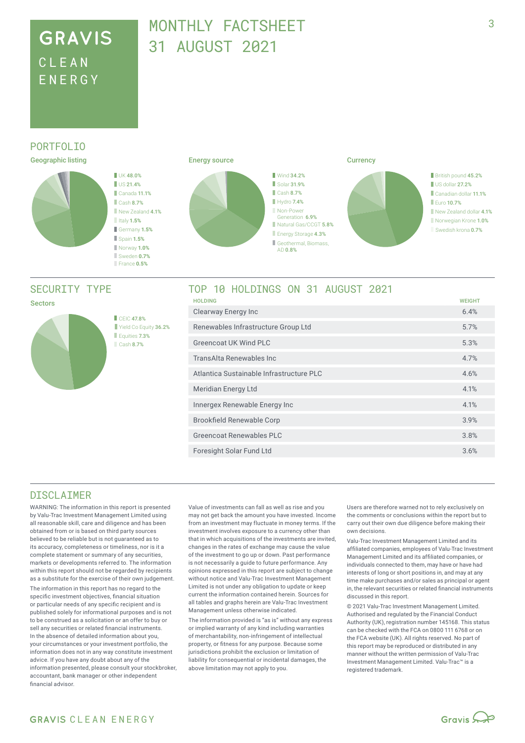# GRAVIS CLEAN ENERGY

# MONTHLY FACTSHEET 31 AUGUST 2021

## PORTFOLIO

### Geographic listing

UK 48.0%
US 21.4%
Canada 11.1%
Cash 8.7%
New Zealand 4.1%
Italy 1.5%
Germany 1.5%
Spain 1.5%
Norway 1.0%
Sweden 0.7%
France 0.5%

### Energy source

Wind 34.2%
Solar 31.9%
Cash 8.7%
Hydro 7.4%
Non-Power Generation 6.9%
Natural Gas/CCGT 5.8%
Energy Storage 4.3%
Geothermal, Biomass, AD 0.8%

### Currency

British pound 45.2%
US dollar 27.2%
Canadian dollar 11.1%
Euro 10.7%
New Zealand dollar 4.1%
Norwegian Krone 1.0%
Swedish krona 0.7%

## SECURITY TYPE

### Sectors

CEIC 47.8%
Yield Co Equity 36.2%
Equities 7.3%
Cash 8.7%

## TOP 10 HOLDINGS ON 31 AUGUST 2021

| HOLDING | WEIGHT |
|---|---|
| Clearway Energy Inc | 6.4% |
| Renewables Infrastructure Group Ltd | 5.7% |
| Greencoat UK Wind PLC | 5.3% |
| TransAlta Renewables Inc | 4.7% |
| Atlantica Sustainable Infrastructure PLC | 4.6% |
| Meridian Energy Ltd | 4.1% |
| Innergex Renewable Energy Inc | 4.1% |
| Brookfield Renewable Corp | 3.9% |
| Greencoat Renewables PLC | 3.8% |
| Foresight Solar Fund Ltd | 3.6% |

## DISCLAIMER

WARNING: The information in this report is presented by Valu-Trac Investment Management Limited using all reasonable skill, care and diligence and has been obtained from or is based on third party sources believed to be reliable but is not guaranteed as to its accuracy, completeness or timeliness, nor is it a complete statement or summary of any securities, markets or developments referred to. The information within this report should not be regarded by recipients as a substitute for the exercise of their own judgement.

The information in this report has no regard to the specific investment objectives, financial situation or particular needs of any specific recipient and is published solely for informational purposes and is not to be construed as a solicitation or an offer to buy or sell any securities or related financial instruments. In the absence of detailed information about you, your circumstances or your investment portfolio, the information does not in any way constitute investment advice. If you have any doubt about any of the information presented, please consult your stockbroker, accountant, bank manager or other independent financial advisor.

Value of investments can fall as well as rise and you may not get back the amount you have invested. Income from an investment may fluctuate in money terms. If the investment involves exposure to a currency other than that in which acquisitions of the investments are invited, changes in the rates of exchange may cause the value of the investment to go up or down. Past performance is not necessarily a guide to future performance. Any opinions expressed in this report are subject to change without notice and Valu-Trac Investment Management Limited is not under any obligation to update or keep current the information contained herein. Sources for all tables and graphs herein are Valu-Trac Investment Management unless otherwise indicated.

The information provided is "as is" without any express or implied warranty of any kind including warranties of merchantability, non-infringement of intellectual property, or fitness for any purpose. Because some jurisdictions prohibit the exclusion or limitation of liability for consequential or incidental damages, the above limitation may not apply to you.

Users are therefore warned not to rely exclusively on the comments or conclusions within the report but to carry out their own due diligence before making their own decisions.

Valu-Trac Investment Management Limited and its affiliated companies, employees of Valu-Trac Investment Management Limited and its affiliated companies, or individuals connected to them, may have or have had interests of long or short positions in, and may at any time make purchases and/or sales as principal or agent in, the relevant securities or related financial instruments discussed in this report.

© 2021 Valu-Trac Investment Management Limited. Authorised and regulated by the Financial Conduct Authority (UK), registration number 145168. This status can be checked with the FCA on 0800 111 6768 or on the FCA website (UK). All rights reserved. No part of this report may be reproduced or distributed in any manner without the written permission of Valu-Trac Investment Management Limited. Valu-Trac™ is a registered trademark.